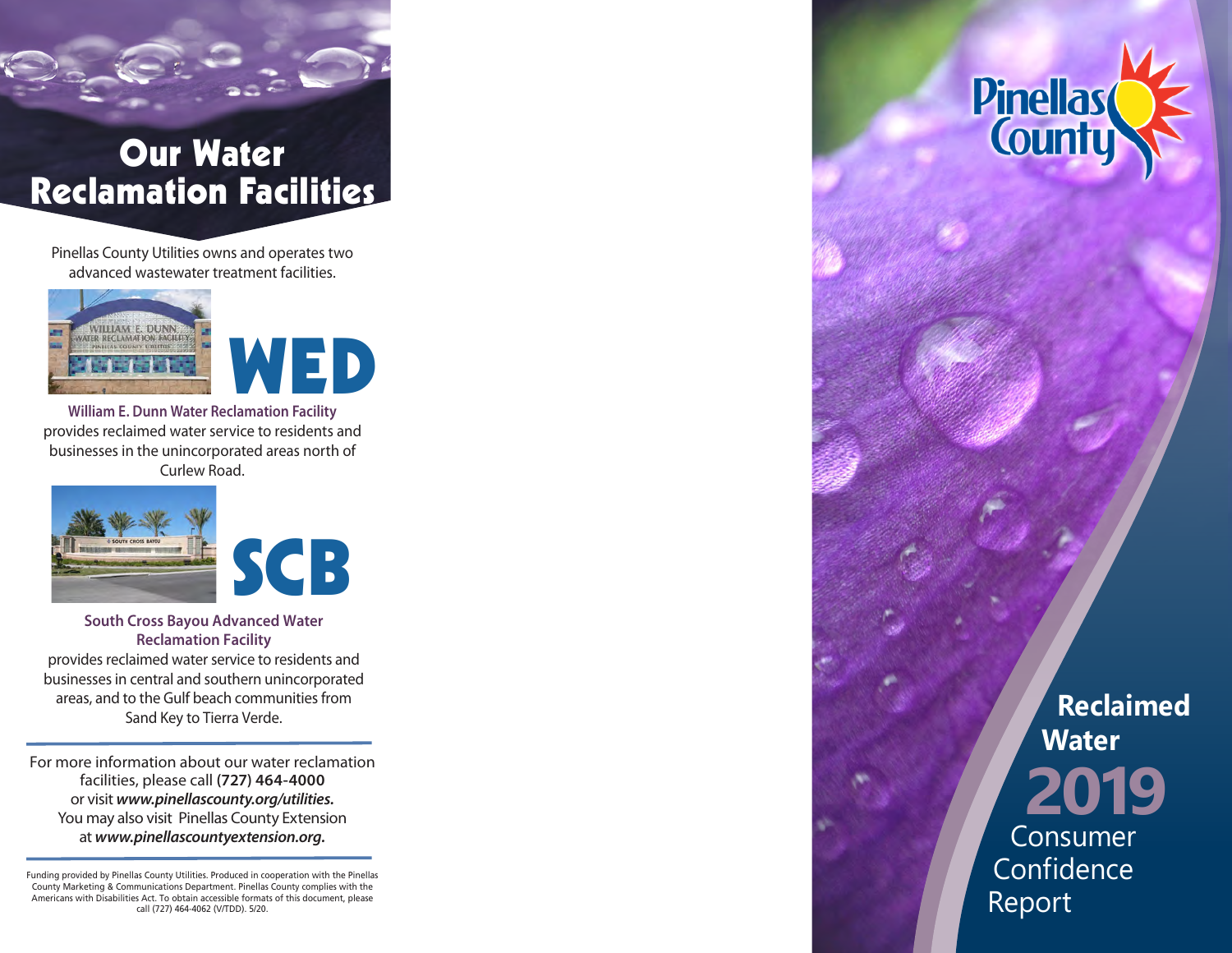# Our Water Reclamation Facilities

Pinellas County Utilities owns and operates two advanced wastewater treatment facilities.

## WED

**William E. Dunn Water Reclamation Facility** provides reclaimed water service to residents and businesses in the unincorporated areas north of Curlew Road.

## SCB

**South Cross Bayou Advanced Water Reclamation Facility** provides reclaimed water service to residents and businesses in central and southern unincorporated areas, and to the Gulf beach communities from Sand Key to Tierra Verde.

---

For more information about our water reclamation facilities, please call **(727) 464-4000** or visit ***www.pinellascounty.org/utilities.*** You may also visit Pinellas County Extension at ***www.pinellascountyextension.org.***

---

Funding provided by Pinellas County Utilities. Produced in cooperation with the Pinellas County Marketing & Communications Department. Pinellas County complies with the Americans with Disabilities Act. To obtain accessible formats of this document, please call (727) 464-4062 (V/TDD). 5/20.

Pinellas County

# Reclaimed Water 2019 Consumer Confidence Report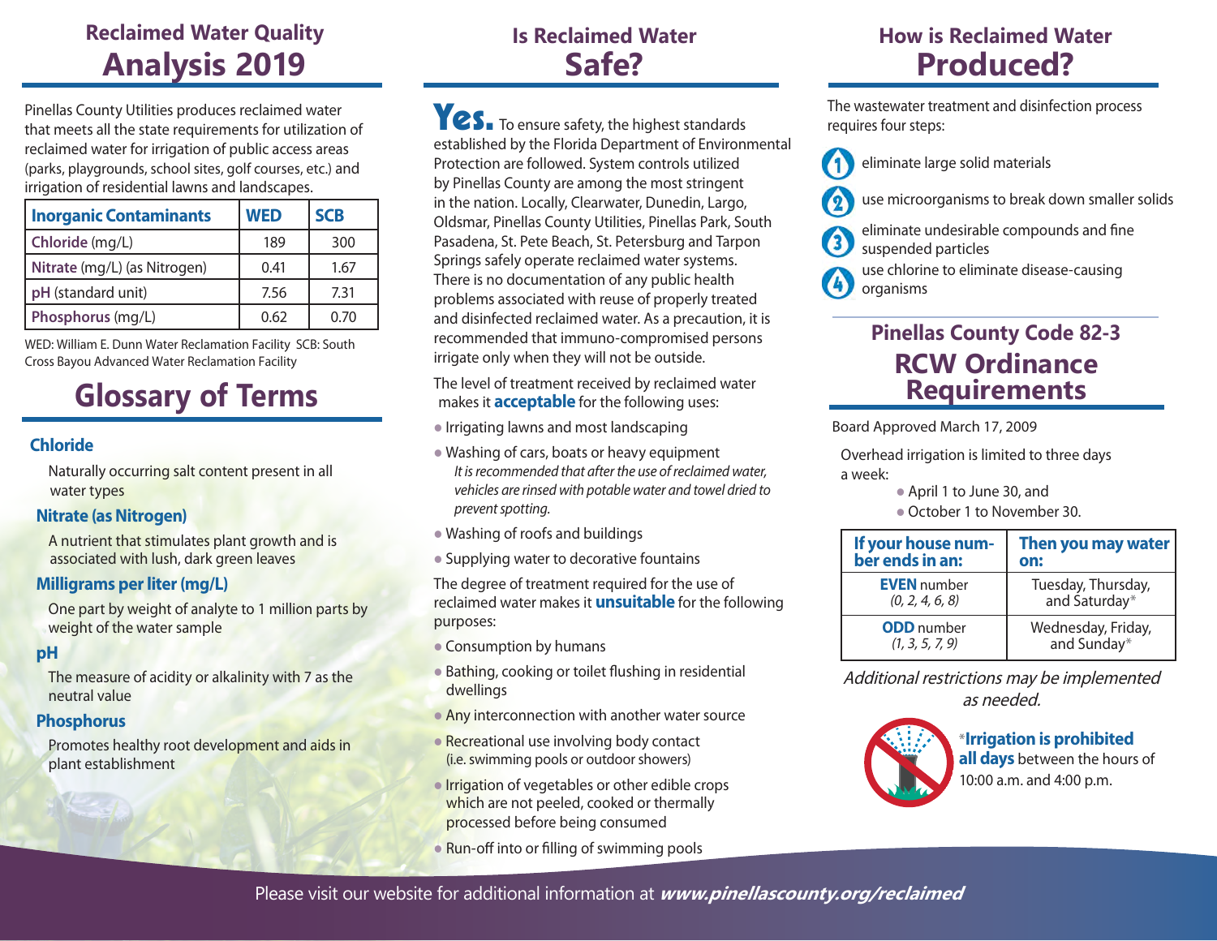## Reclaimed Water Quality
# Analysis 2019

Pinellas County Utilities produces reclaimed water that meets all the state requirements for utilization of reclaimed water for irrigation of public access areas (parks, playgrounds, school sites, golf courses, etc.) and irrigation of residential lawns and landscapes.

| Inorganic Contaminants | WED | SCB |
|---|---|---|
| **Chloride** (mg/L) | 189 | 300 |
| **Nitrate** (mg/L) (as Nitrogen) | 0.41 | 1.67 |
| **pH** (standard unit) | 7.56 | 7.31 |
| **Phosphorus** (mg/L) | 0.62 | 0.70 |

WED: William E. Dunn Water Reclamation Facility SCB: South Cross Bayou Advanced Water Reclamation Facility

# Glossary of Terms

### Chloride

Naturally occurring salt content present in all water types

### Nitrate (as Nitrogen)

A nutrient that stimulates plant growth and is associated with lush, dark green leaves

### Milligrams per liter (mg/L)

One part by weight of analyte to 1 million parts by weight of the water sample

### pH

The measure of acidity or alkalinity with 7 as the neutral value

### Phosphorus

Promotes healthy root development and aids in plant establishment

## Is Reclaimed Water
# Safe?

**Yes.** To ensure safety, the highest standards established by the Florida Department of Environmental Protection are followed. System controls utilized by Pinellas County are among the most stringent in the nation. Locally, Clearwater, Dunedin, Largo, Oldsmar, Pinellas County Utilities, Pinellas Park, South Pasadena, St. Pete Beach, St. Petersburg and Tarpon Springs safely operate reclaimed water systems. There is no documentation of any public health problems associated with reuse of properly treated and disinfected reclaimed water. As a precaution, it is recommended that immuno-compromised persons irrigate only when they will not be outside.

The level of treatment received by reclaimed water makes it **acceptable** for the following uses:

- Irrigating lawns and most landscaping
- Washing of cars, boats or heavy equipment
  *It is recommended that after the use of reclaimed water, vehicles are rinsed with potable water and towel dried to prevent spotting.*
- Washing of roofs and buildings
- Supplying water to decorative fountains

The degree of treatment required for the use of reclaimed water makes it **unsuitable** for the following purposes:

- Consumption by humans
- Bathing, cooking or toilet flushing in residential dwellings
- Any interconnection with another water source
- Recreational use involving body contact (i.e. swimming pools or outdoor showers)
- Irrigation of vegetables or other edible crops which are not peeled, cooked or thermally processed before being consumed
- Run-off into or filling of swimming pools

## How is Reclaimed Water
# Produced?

The wastewater treatment and disinfection process requires four steps:

1. eliminate large solid materials
2. use microorganisms to break down smaller solids
3. eliminate undesirable compounds and fine suspended particles
4. use chlorine to eliminate disease-causing organisms

## Pinellas County Code 82-3
# RCW Ordinance Requirements

Board Approved March 17, 2009

Overhead irrigation is limited to three days a week:

- April 1 to June 30, and
- October 1 to November 30.

| If your house number ends in an: | Then you may water on: |
|---|---|
| **EVEN** number *(0, 2, 4, 6, 8)* | Tuesday, Thursday, and Saturday* |
| **ODD** number *(1, 3, 5, 7, 9)* | Wednesday, Friday, and Sunday* |

*Additional restrictions may be implemented as needed.*

***Irrigation is prohibited all days** between the hours of 10:00 a.m. and 4:00 p.m.

Please visit our website for additional information at ***www.pinellascounty.org/reclaimed***